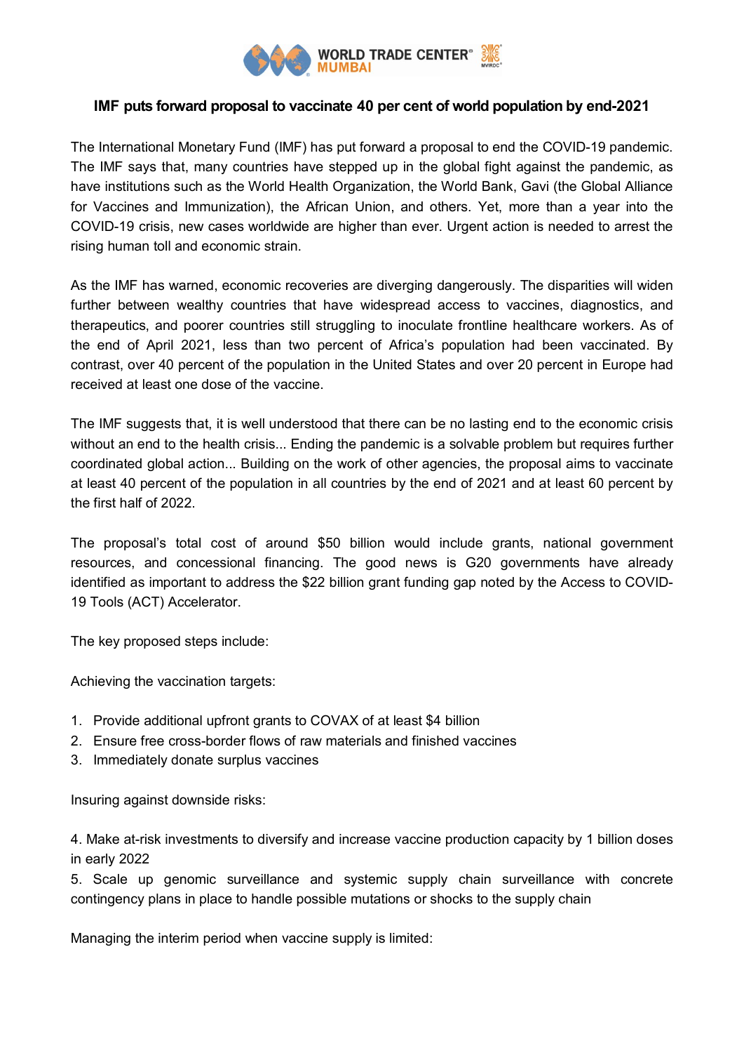# IMF puts forward proposal to vaccinate 40 per cent of world population by end-2021

The International Monetary Fund (IMF) has put forward a proposal to end the COVID-19 pandemic. The IMF says that, many countries have stepped up in the global fight against the pandemic, as have institutions such as the World Health Organization, the World Bank, Gavi (the Global Alliance for Vaccines and Immunization), the African Union, and others. Yet, more than a year into the COVID-19 crisis, new cases worldwide are higher than ever. Urgent action is needed to arrest the rising human toll and economic strain.

As the IMF has warned, economic recoveries are diverging dangerously. The disparities will widen further between wealthy countries that have widespread access to vaccines, diagnostics, and therapeutics, and poorer countries still struggling to inoculate frontline healthcare workers. As of the end of April 2021, less than two percent of Africa's population had been vaccinated. By contrast, over 40 percent of the population in the United States and over 20 percent in Europe had received at least one dose of the vaccine.

The IMF suggests that, it is well understood that there can be no lasting end to the economic crisis without an end to the health crisis... Ending the pandemic is a solvable problem but requires further coordinated global action... Building on the work of other agencies, the proposal aims to vaccinate at least 40 percent of the population in all countries by the end of 2021 and at least 60 percent by the first half of 2022.

The proposal's total cost of around $50 billion would include grants, national government resources, and concessional financing. The good news is G20 governments have already identified as important to address the $22 billion grant funding gap noted by the Access to COVID-19 Tools (ACT) Accelerator.

The key proposed steps include:

Achieving the vaccination targets:

1. Provide additional upfront grants to COVAX of at least $4 billion
2. Ensure free cross-border flows of raw materials and finished vaccines
3. Immediately donate surplus vaccines

Insuring against downside risks:

4. Make at-risk investments to diversify and increase vaccine production capacity by 1 billion doses in early 2022
5. Scale up genomic surveillance and systemic supply chain surveillance with concrete contingency plans in place to handle possible mutations or shocks to the supply chain

Managing the interim period when vaccine supply is limited: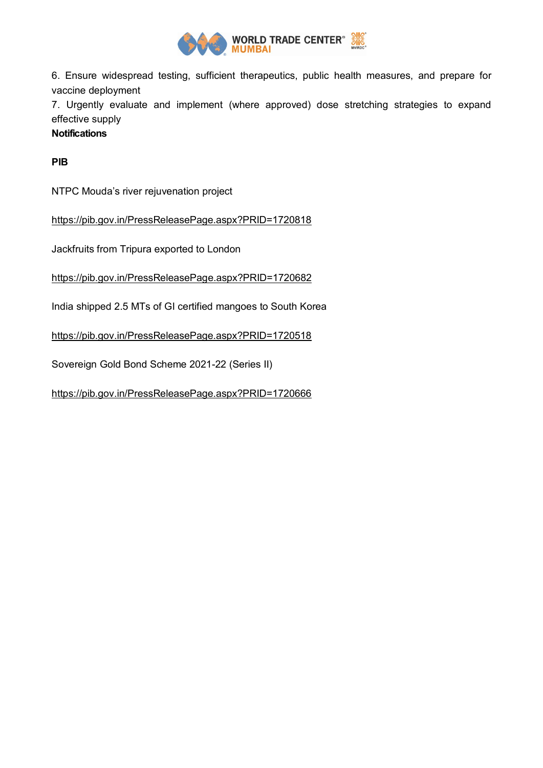6. Ensure widespread testing, sufficient therapeutics, public health measures, and prepare for vaccine deployment

7. Urgently evaluate and implement (where approved) dose stretching strategies to expand effective supply

**Notifications**

**PIB**

NTPC Mouda's river rejuvenation project

https://pib.gov.in/PressReleasePage.aspx?PRID=1720818

Jackfruits from Tripura exported to London

https://pib.gov.in/PressReleasePage.aspx?PRID=1720682

India shipped 2.5 MTs of GI certified mangoes to South Korea

https://pib.gov.in/PressReleasePage.aspx?PRID=1720518

Sovereign Gold Bond Scheme 2021-22 (Series II)

https://pib.gov.in/PressReleasePage.aspx?PRID=1720666